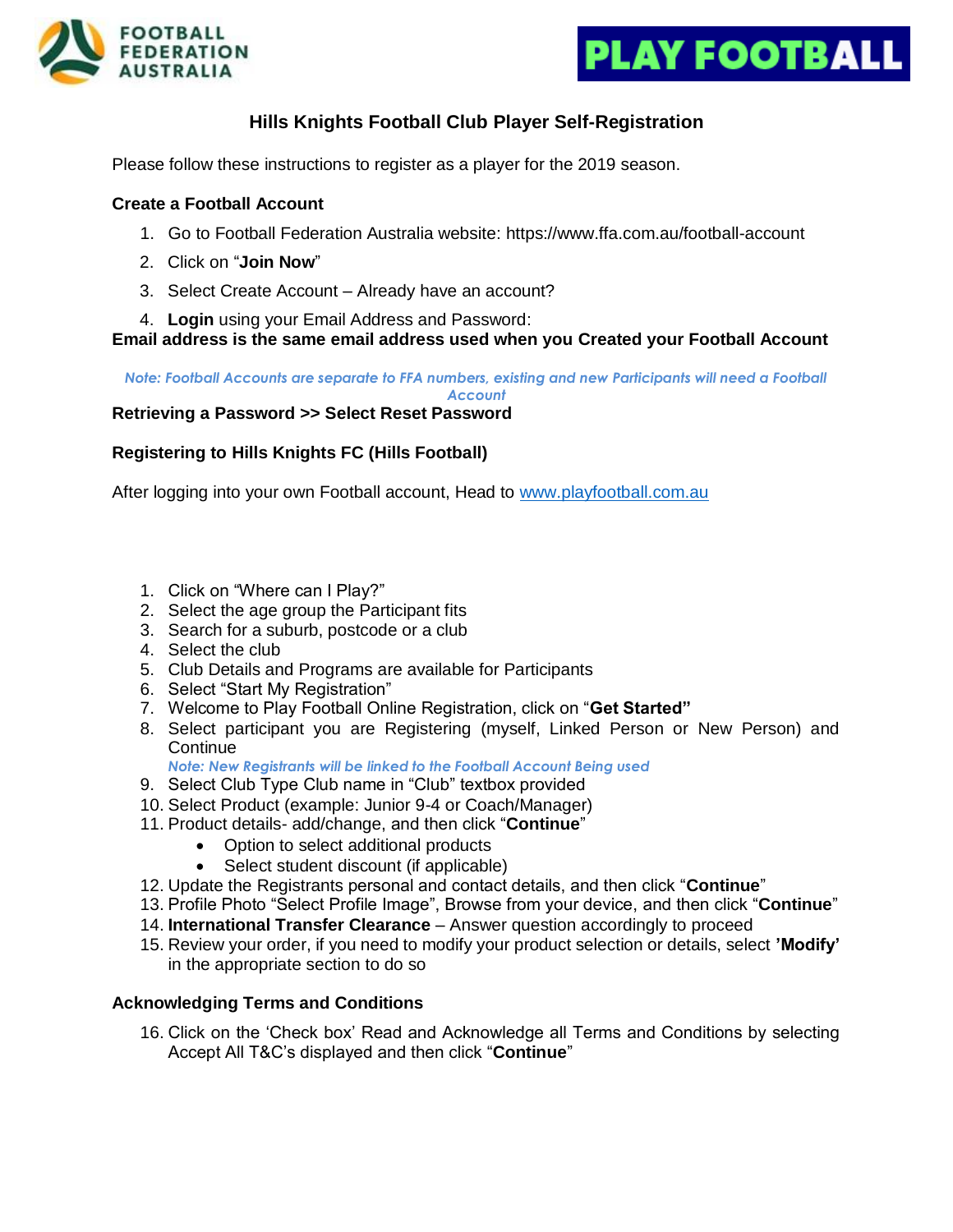FOOTBALL FEDERATION AUSTRALIA

PLAY FOOTBALL

# Hills Knights Football Club Player Self-Registration

Please follow these instructions to register as a player for the 2019 season.

### Create a Football Account

1. Go to Football Federation Australia website: https://www.ffa.com.au/football-account
2. Click on "**Join Now**"
3. Select Create Account – Already have an account?
4. **Login** using your Email Address and Password:

**Email address is the same email address used when you Created your Football Account**

*Note: Football Accounts are separate to FFA numbers, existing and new Participants will need a Football Account*

**Retrieving a Password >> Select Reset Password**

### Registering to Hills Knights FC (Hills Football)

After logging into your own Football account, Head to [www.playfootball.com.au](www.playfootball.com.au)

1. Click on "Where can I Play?"
2. Select the age group the Participant fits
3. Search for a suburb, postcode or a club
4. Select the club
5. Club Details and Programs are available for Participants
6. Select "Start My Registration"
7. Welcome to Play Football Online Registration, click on "**Get Started"**
8. Select participant you are Registering (myself, Linked Person or New Person) and Continue
   *Note: New Registrants will be linked to the Football Account Being used*
9. Select Club Type Club name in "Club" textbox provided
10. Select Product (example: Junior 9-4 or Coach/Manager)
11. Product details- add/change, and then click "**Continue**"
    - Option to select additional products
    - Select student discount (if applicable)
12. Update the Registrants personal and contact details, and then click "**Continue**"
13. Profile Photo "Select Profile Image", Browse from your device, and then click "**Continue**"
14. **International Transfer Clearance** – Answer question accordingly to proceed
15. Review your order, if you need to modify your product selection or details, select **'Modify'** in the appropriate section to do so

### Acknowledging Terms and Conditions

16. Click on the 'Check box' Read and Acknowledge all Terms and Conditions by selecting Accept All T&C's displayed and then click "**Continue**"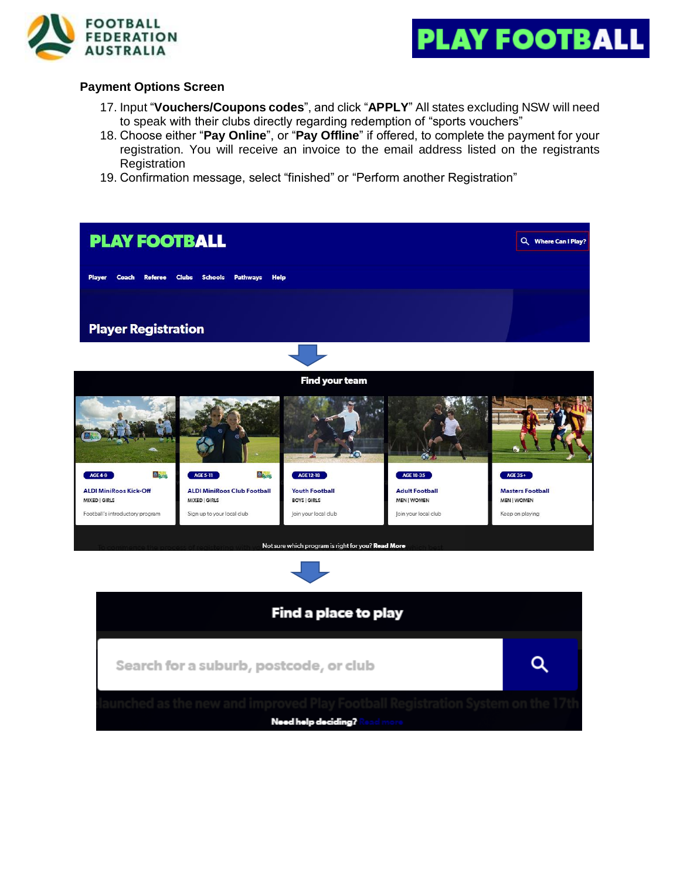### Payment Options Screen

17. Input "**Vouchers/Coupons codes**", and click "**APPLY**" All states excluding NSW will need to speak with their clubs directly regarding redemption of "sports vouchers"
18. Choose either "**Pay Online**", or "**Pay Offline**" if offered, to complete the payment for your registration. You will receive an invoice to the email address listed on the registrants Registration
19. Confirmation message, select "finished" or "Perform another Registration"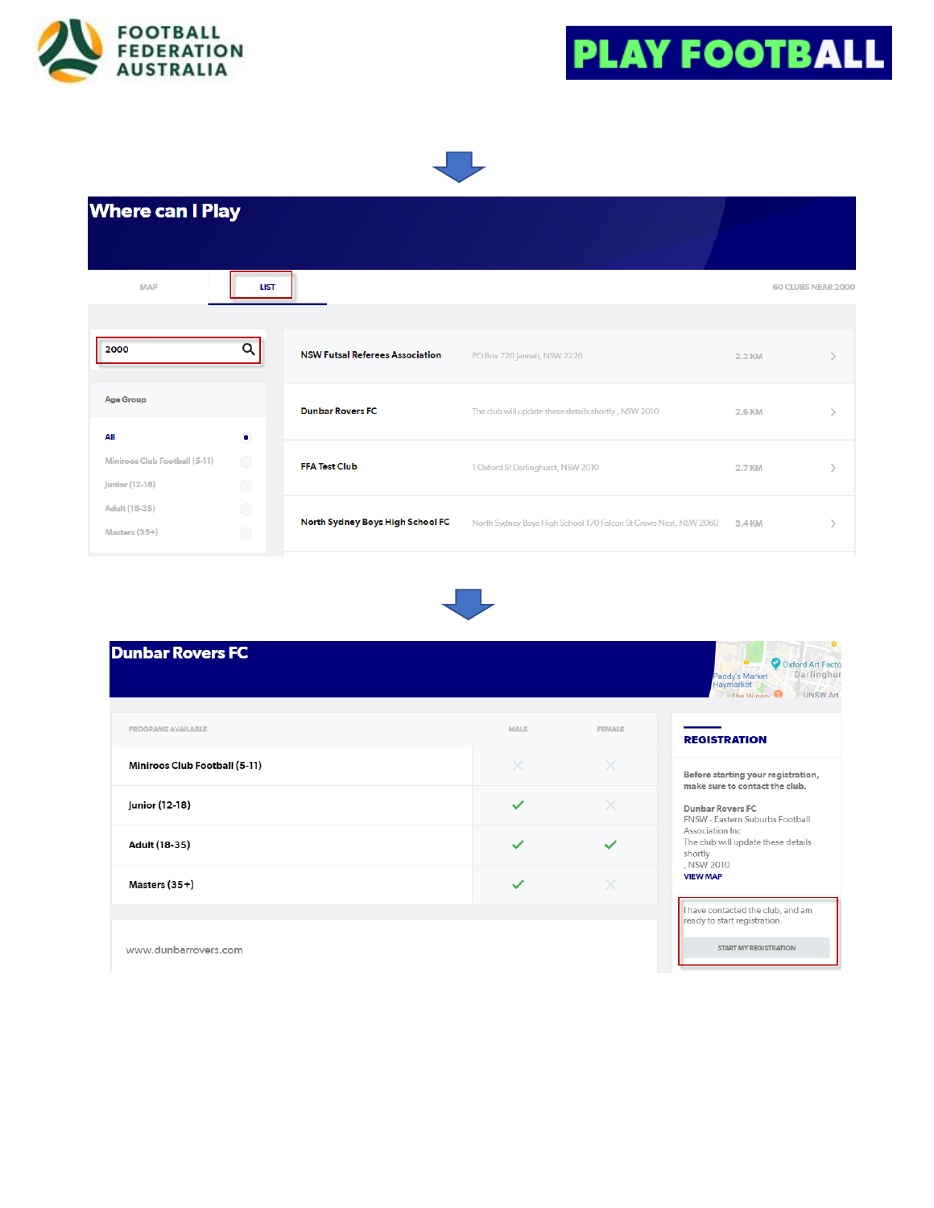FOOTBALL FEDERATION AUSTRALIA

PLAY FOOTBALL

# Where can I Play

MAP | LIST | 60 CLUBS NEAR 2000

2000

Age Group

- All
- Miniroos Club Football (5-11)
- Junior (12-18)
- Adult (18-35)
- Masters (35+)

| Club | Address | Distance |
| --- | --- | --- |
| NSW Futsal Referees Association | PO Box 726 Jannali, NSW 2226 | 2.2 KM |
| Dunbar Rovers FC | The club will update these details shortly , NSW 2010 | 2.6 KM |
| FFA Test Club | 1 Oxford St Darlinghurst, NSW 2010 | 2.7 KM |
| North Sydney Boys High School FC | North Sydney Boys High School 170 Falcon St Crows Nest, NSW 2060 | 3.4 KM |

# Dunbar Rovers FC

| PROGRAMS AVAILABLE | MALE | FEMALE |
| --- | --- | --- |
| Miniroos Club Football (5-11) | ✗ | ✗ |
| Junior (12-18) | ✓ | ✗ |
| Adult (18-35) | ✓ | ✓ |
| Masters (35+) | ✓ | ✗ |

www.dunbarrovers.com

## REGISTRATION

**Before starting your registration, make sure to contact the club.**

Dunbar Rovers FC
FNSW - Eastern Suburbs Football Association Inc
The club will update these details shortly
, NSW 2010
VIEW MAP

I have contacted the club, and am ready to start registration.

START MY REGISTRATION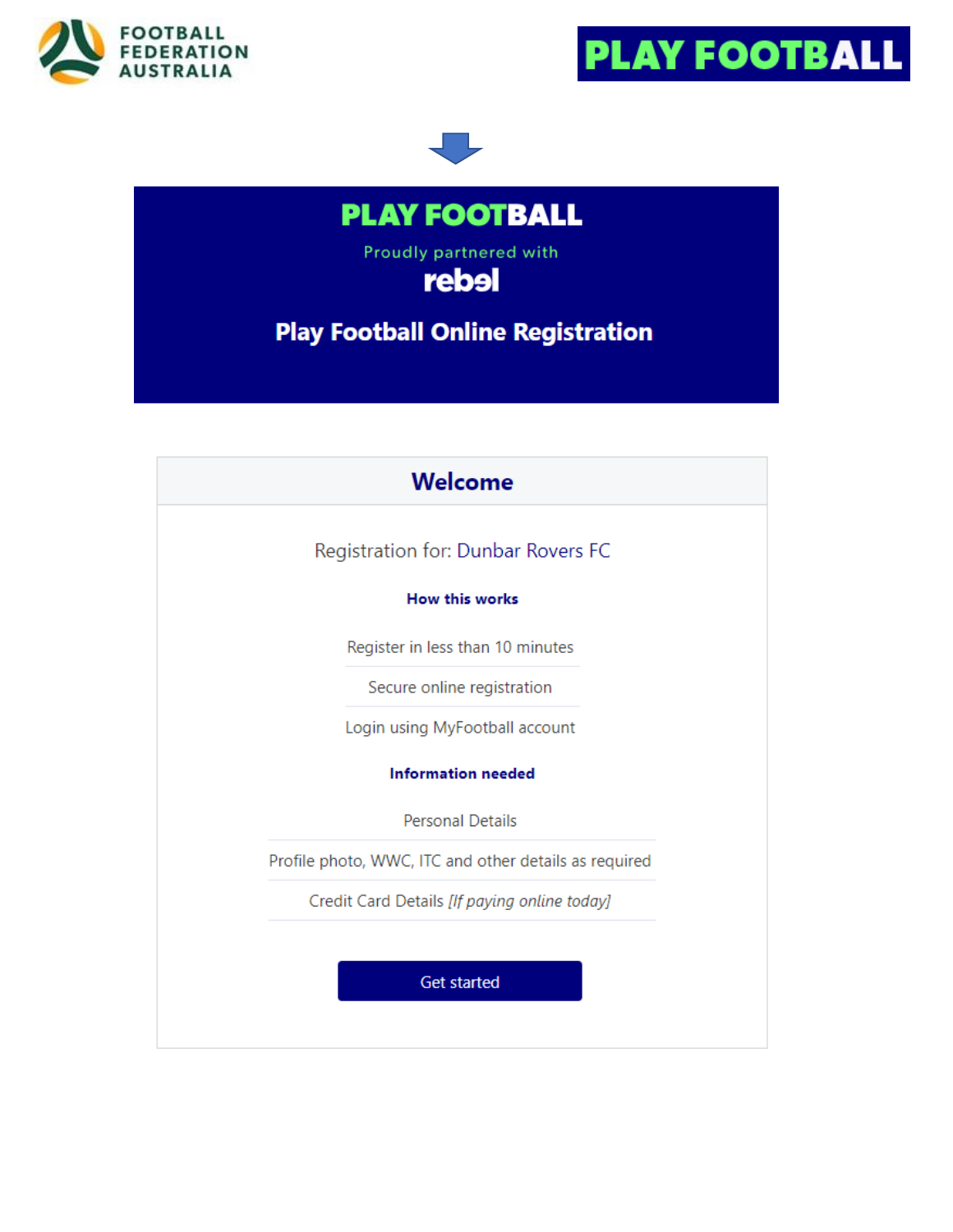FOOTBALL FEDERATION AUSTRALIA

PLAY FOOTBALL

# PLAY FOOTBALL

Proudly partnered with

rebel

## Play Football Online Registration

## Welcome

Registration for: Dunbar Rovers FC

**How this works**

Register in less than 10 minutes

Secure online registration

Login using MyFootball account

**Information needed**

Personal Details

Profile photo, WWC, ITC and other details as required

Credit Card Details *[If paying online today]*

Get started